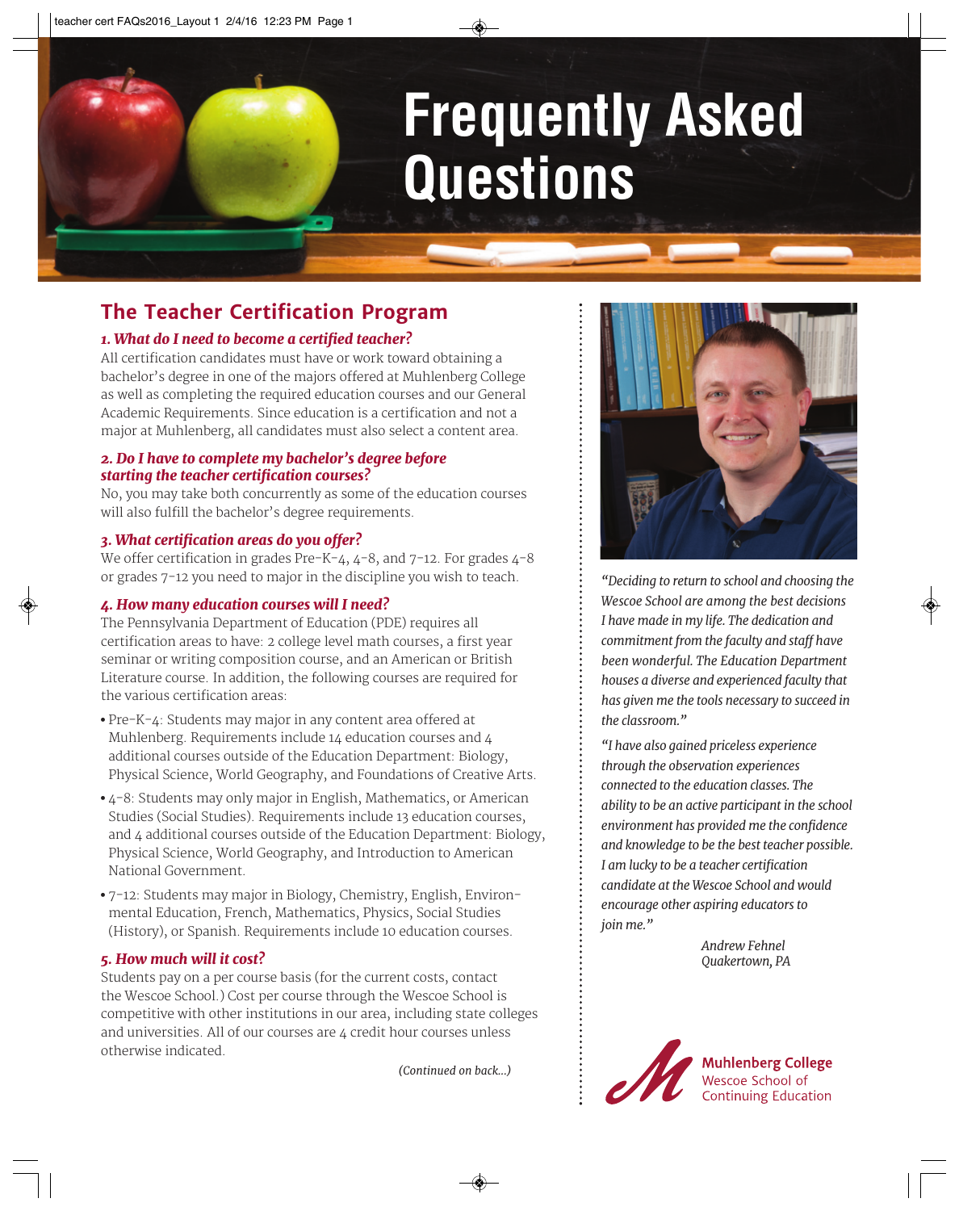# Frequently Asked Questions

## The Teacher Certification Program

### *1. What do I need to become a certified teacher?*

All certification candidates must have or work toward obtaining a bachelor's degree in one of the majors offered at Muhlenberg College as well as completing the required education courses and our General Academic Requirements. Since education is a certification and not a major at Muhlenberg, all candidates must also select a content area.

### *2. Do I have to complete my bachelor's degree before starting the teacher certification courses?*

No, you may take both concurrently as some of the education courses will also fulfill the bachelor's degree requirements.

### *3. What certification areas do you offer?*

We offer certification in grades Pre-K–4, 4–8, and 7–12. For grades 4–8 or grades 7–12 you need to major in the discipline you wish to teach.

### *4. How many education courses will I need?*

The Pennsylvania Department of Education (PDE) requires all certification areas to have: 2 college level math courses, a first year seminar or writing composition course, and an American or British Literature course. In addition, the following courses are required for the various certification areas:

- Pre-K–4: Students may major in any content area offered at Muhlenberg. Requirements include 14 education courses and 4 additional courses outside of the Education Department: Biology, Physical Science, World Geography, and Foundations of Creative Arts.
- 4–8: Students may only major in English, Mathematics, or American Studies (Social Studies). Requirements include 13 education courses, and 4 additional courses outside of the Education Department: Biology, Physical Science, World Geography, and Introduction to American National Government.
- 7–12: Students may major in Biology, Chemistry, English, Environmental Education, French, Mathematics, Physics, Social Studies (History), or Spanish. Requirements include 10 education courses.

### *5. How much will it cost?*

Students pay on a per course basis (for the current costs, contact the Wescoe School.) Cost per course through the Wescoe School is competitive with other institutions in our area, including state colleges and universities. All of our courses are 4 credit hour courses unless otherwise indicated.

*(Continued on back...)*

*"Deciding to return to school and choosing the Wescoe School are among the best decisions I have made in my life. The dedication and commitment from the faculty and staff have been wonderful. The Education Department houses a diverse and experienced faculty that has given me the tools necessary to succeed in the classroom."*

*"I have also gained priceless experience through the observation experiences connected to the education classes. The ability to be an active participant in the school environment has provided me the confidence and knowledge to be the best teacher possible. I am lucky to be a teacher certification candidate at the Wescoe School and would encourage other aspiring educators to join me."*

*Andrew Fehnel*
*Quakertown, PA*

**Muhlenberg College**
Wescoe School of Continuing Education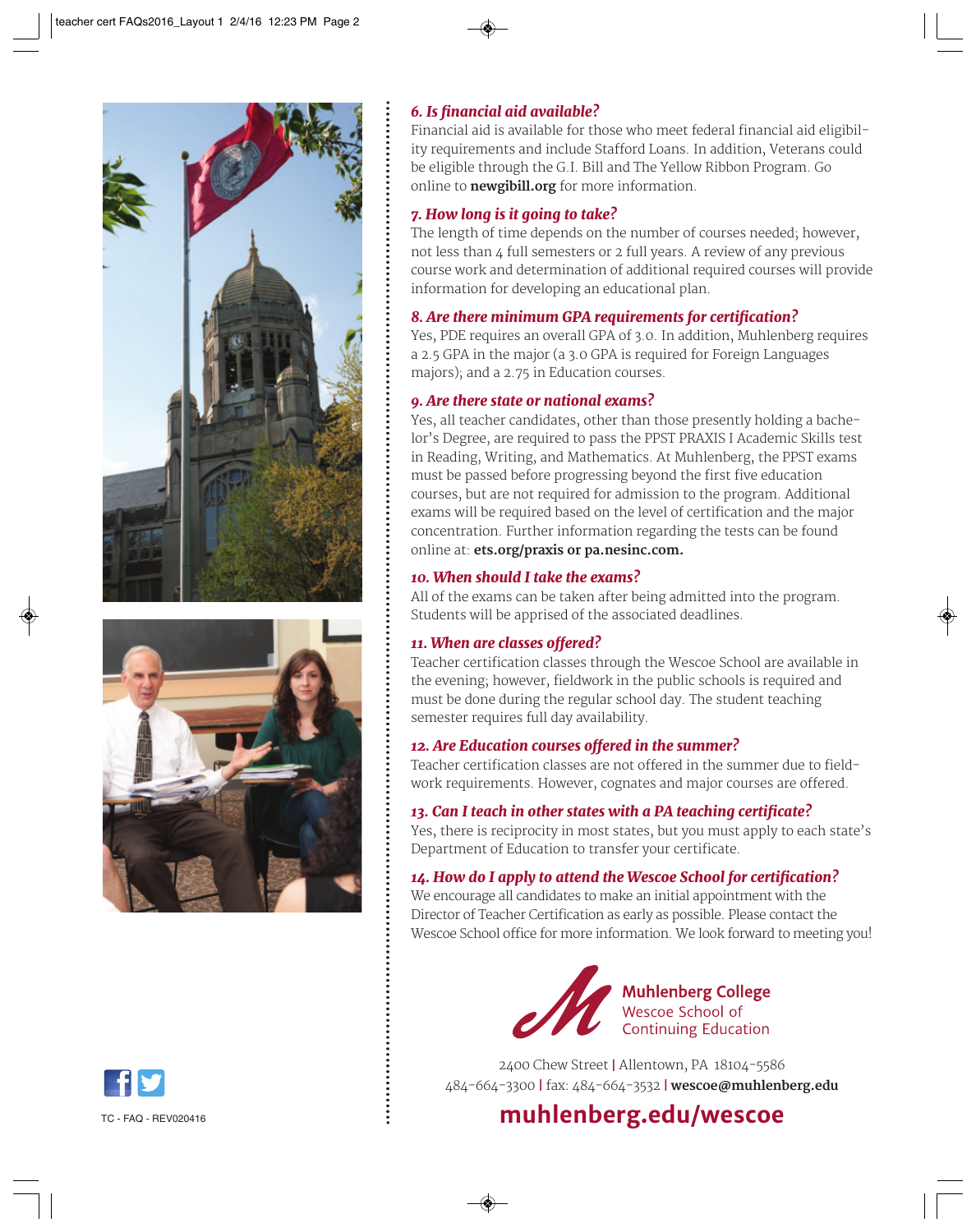### *6. Is financial aid available?*

Financial aid is available for those who meet federal financial aid eligibility requirements and include Stafford Loans. In addition, Veterans could be eligible through the G.I. Bill and The Yellow Ribbon Program. Go online to **newgibill.org** for more information.

### *7. How long is it going to take?*

The length of time depends on the number of courses needed; however, not less than 4 full semesters or 2 full years. A review of any previous course work and determination of additional required courses will provide information for developing an educational plan.

### *8. Are there minimum GPA requirements for certification?*

Yes, PDE requires an overall GPA of 3.0. In addition, Muhlenberg requires a 2.5 GPA in the major (a 3.0 GPA is required for Foreign Languages majors); and a 2.75 in Education courses.

### *9. Are there state or national exams?*

Yes, all teacher candidates, other than those presently holding a bachelor's Degree, are required to pass the PPST PRAXIS I Academic Skills test in Reading, Writing, and Mathematics. At Muhlenberg, the PPST exams must be passed before progressing beyond the first five education courses, but are not required for admission to the program. Additional exams will be required based on the level of certification and the major concentration. Further information regarding the tests can be found online at: **ets.org/praxis or pa.nesinc.com.**

### *10. When should I take the exams?*

All of the exams can be taken after being admitted into the program. Students will be apprised of the associated deadlines.

### *11. When are classes offered?*

Teacher certification classes through the Wescoe School are available in the evening; however, fieldwork in the public schools is required and must be done during the regular school day. The student teaching semester requires full day availability.

### *12. Are Education courses offered in the summer?*

Teacher certification classes are not offered in the summer due to fieldwork requirements. However, cognates and major courses are offered.

### *13. Can I teach in other states with a PA teaching certificate?*

Yes, there is reciprocity in most states, but you must apply to each state's Department of Education to transfer your certificate.

### *14. How do I apply to attend the Wescoe School for certification?*

We encourage all candidates to make an initial appointment with the Director of Teacher Certification as early as possible. Please contact the Wescoe School office for more information. We look forward to meeting you!

**Muhlenberg College**
Wescoe School of Continuing Education

2400 Chew Street | Allentown, PA 18104-5586
484-664-3300 | fax: 484-664-3532 | **wescoe@muhlenberg.edu**

**muhlenberg.edu/wescoe**

TC - FAQ - REV020416